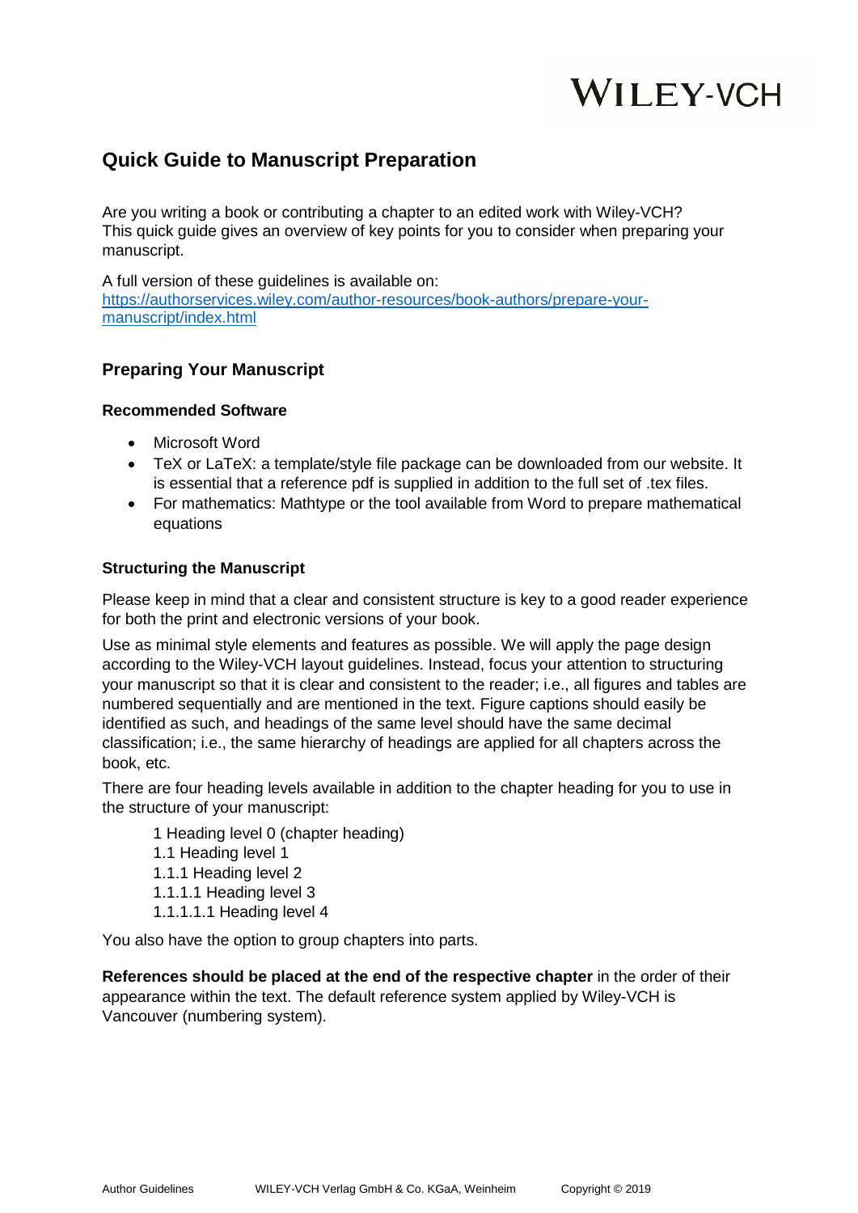WILEY-VCH

# Quick Guide to Manuscript Preparation

Are you writing a book or contributing a chapter to an edited work with Wiley-VCH? This quick guide gives an overview of key points for you to consider when preparing your manuscript.

A full version of these guidelines is available on:
[https://authorservices.wiley.com/author-resources/book-authors/prepare-your-manuscript/index.html](https://authorservices.wiley.com/author-resources/book-authors/prepare-your-manuscript/index.html)

## Preparing Your Manuscript

### Recommended Software

- Microsoft Word
- TeX or LaTeX: a template/style file package can be downloaded from our website. It is essential that a reference pdf is supplied in addition to the full set of .tex files.
- For mathematics: Mathtype or the tool available from Word to prepare mathematical equations

### Structuring the Manuscript

Please keep in mind that a clear and consistent structure is key to a good reader experience for both the print and electronic versions of your book.

Use as minimal style elements and features as possible. We will apply the page design according to the Wiley-VCH layout guidelines. Instead, focus your attention to structuring your manuscript so that it is clear and consistent to the reader; i.e., all figures and tables are numbered sequentially and are mentioned in the text. Figure captions should easily be identified as such, and headings of the same level should have the same decimal classification; i.e., the same hierarchy of headings are applied for all chapters across the book, etc.

There are four heading levels available in addition to the chapter heading for you to use in the structure of your manuscript:

1 Heading level 0 (chapter heading)
1.1 Heading level 1
1.1.1 Heading level 2
1.1.1.1 Heading level 3
1.1.1.1.1 Heading level 4

You also have the option to group chapters into parts.

**References should be placed at the end of the respective chapter** in the order of their appearance within the text. The default reference system applied by Wiley-VCH is Vancouver (numbering system).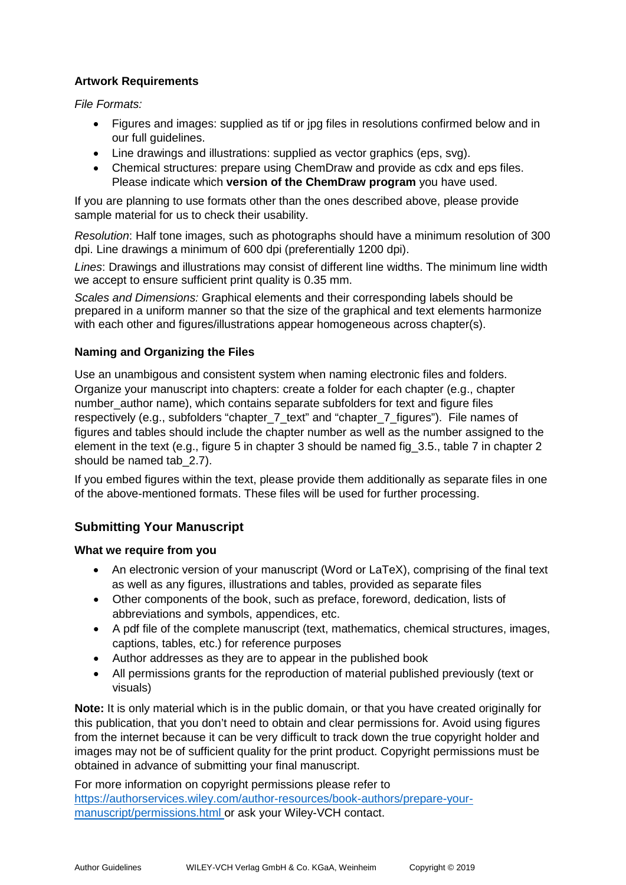**Artwork Requirements**

*File Formats:*

- Figures and images: supplied as tif or jpg files in resolutions confirmed below and in our full guidelines.
- Line drawings and illustrations: supplied as vector graphics (eps, svg).
- Chemical structures: prepare using ChemDraw and provide as cdx and eps files. Please indicate which **version of the ChemDraw program** you have used.

If you are planning to use formats other than the ones described above, please provide sample material for us to check their usability.

*Resolution*: Half tone images, such as photographs should have a minimum resolution of 300 dpi. Line drawings a minimum of 600 dpi (preferentially 1200 dpi).

*Lines*: Drawings and illustrations may consist of different line widths. The minimum line width we accept to ensure sufficient print quality is 0.35 mm.

*Scales and Dimensions:* Graphical elements and their corresponding labels should be prepared in a uniform manner so that the size of the graphical and text elements harmonize with each other and figures/illustrations appear homogeneous across chapter(s).

**Naming and Organizing the Files**

Use an unambigous and consistent system when naming electronic files and folders. Organize your manuscript into chapters: create a folder for each chapter (e.g., chapter number_author name), which contains separate subfolders for text and figure files respectively (e.g., subfolders "chapter_7_text" and "chapter_7_figures"). File names of figures and tables should include the chapter number as well as the number assigned to the element in the text (e.g., figure 5 in chapter 3 should be named fig_3.5., table 7 in chapter 2 should be named tab_2.7).

If you embed figures within the text, please provide them additionally as separate files in one of the above-mentioned formats. These files will be used for further processing.

## Submitting Your Manuscript

**What we require from you**

- An electronic version of your manuscript (Word or LaTeX), comprising of the final text as well as any figures, illustrations and tables, provided as separate files
- Other components of the book, such as preface, foreword, dedication, lists of abbreviations and symbols, appendices, etc.
- A pdf file of the complete manuscript (text, mathematics, chemical structures, images, captions, tables, etc.) for reference purposes
- Author addresses as they are to appear in the published book
- All permissions grants for the reproduction of material published previously (text or visuals)

**Note:** It is only material which is in the public domain, or that you have created originally for this publication, that you don't need to obtain and clear permissions for. Avoid using figures from the internet because it can be very difficult to track down the true copyright holder and images may not be of sufficient quality for the print product. Copyright permissions must be obtained in advance of submitting your final manuscript.

For more information on copyright permissions please refer to https://authorservices.wiley.com/author-resources/book-authors/prepare-your-manuscript/permissions.html or ask your Wiley-VCH contact.